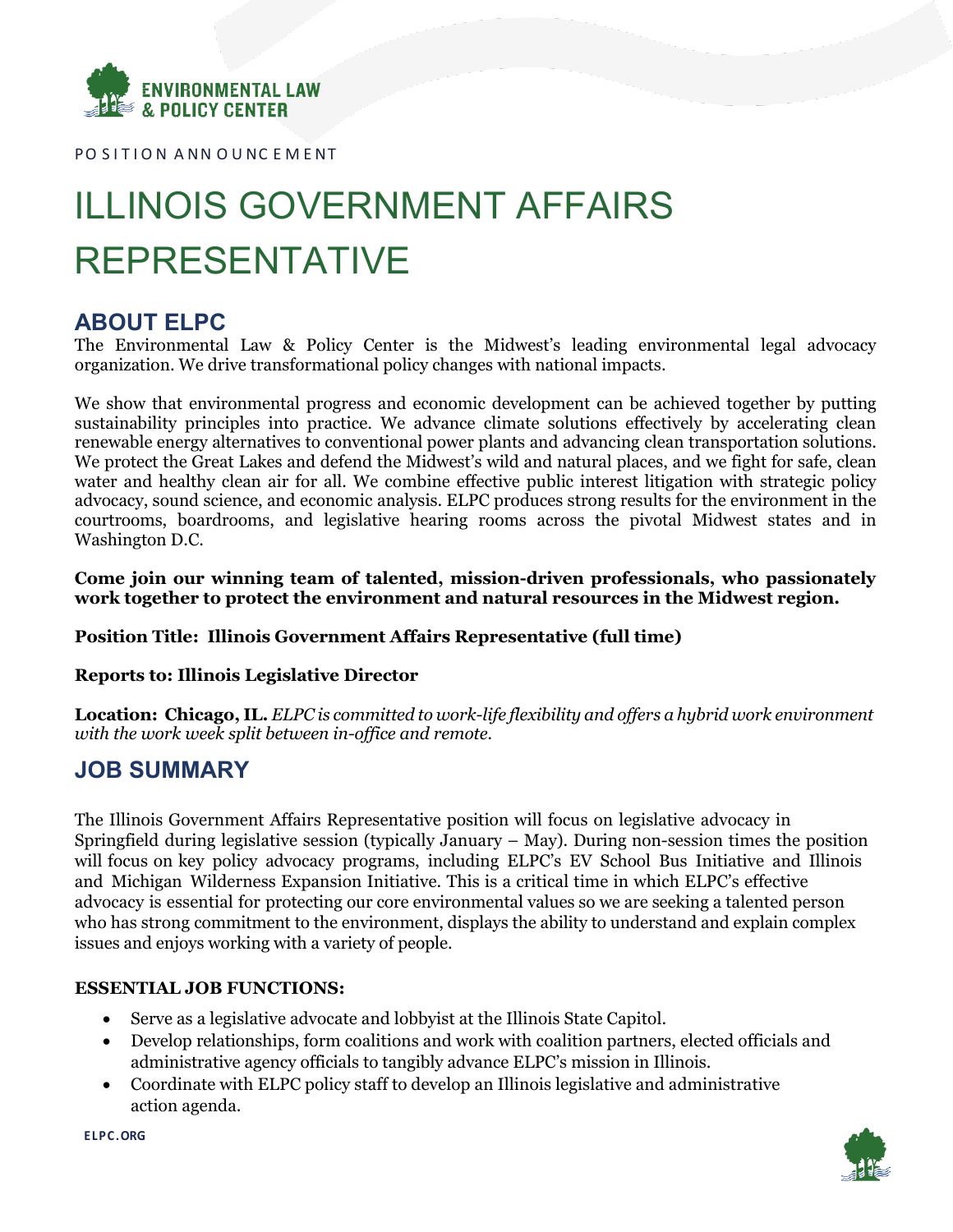ENVIRONMENTAL LAW & POLICY CENTER

POSITION ANNOUNCEMENT

# ILLINOIS GOVERNMENT AFFAIRS REPRESENTATIVE

## ABOUT ELPC

The Environmental Law & Policy Center is the Midwest's leading environmental legal advocacy organization. We drive transformational policy changes with national impacts.

We show that environmental progress and economic development can be achieved together by putting sustainability principles into practice. We advance climate solutions effectively by accelerating clean renewable energy alternatives to conventional power plants and advancing clean transportation solutions. We protect the Great Lakes and defend the Midwest's wild and natural places, and we fight for safe, clean water and healthy clean air for all. We combine effective public interest litigation with strategic policy advocacy, sound science, and economic analysis. ELPC produces strong results for the environment in the courtrooms, boardrooms, and legislative hearing rooms across the pivotal Midwest states and in Washington D.C.

**Come join our winning team of talented, mission-driven professionals, who passionately work together to protect the environment and natural resources in the Midwest region.**

**Position Title: Illinois Government Affairs Representative (full time)**

**Reports to: Illinois Legislative Director**

**Location: Chicago, IL.** *ELPC is committed to work-life flexibility and offers a hybrid work environment with the work week split between in-office and remote.*

## JOB SUMMARY

The Illinois Government Affairs Representative position will focus on legislative advocacy in Springfield during legislative session (typically January – May). During non-session times the position will focus on key policy advocacy programs, including ELPC's EV School Bus Initiative and Illinois and Michigan Wilderness Expansion Initiative. This is a critical time in which ELPC's effective advocacy is essential for protecting our core environmental values so we are seeking a talented person who has strong commitment to the environment, displays the ability to understand and explain complex issues and enjoys working with a variety of people.

**ESSENTIAL JOB FUNCTIONS:**

- Serve as a legislative advocate and lobbyist at the Illinois State Capitol.
- Develop relationships, form coalitions and work with coalition partners, elected officials and administrative agency officials to tangibly advance ELPC's mission in Illinois.
- Coordinate with ELPC policy staff to develop an Illinois legislative and administrative action agenda.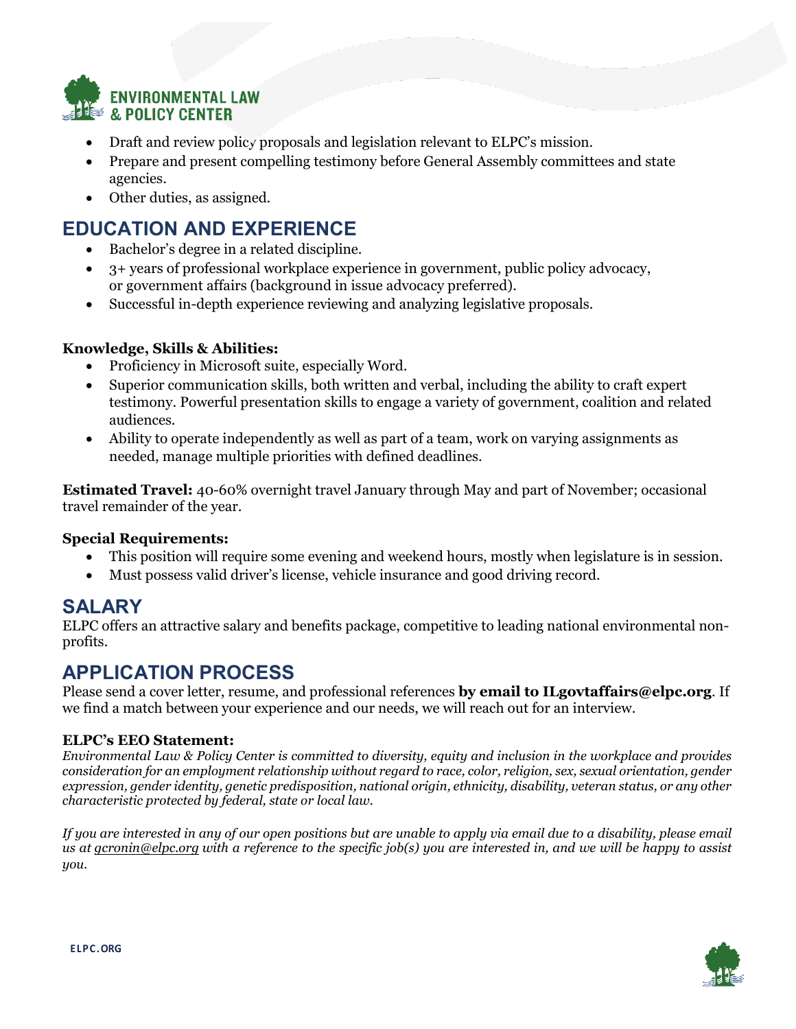- Draft and review policy proposals and legislation relevant to ELPC's mission.
- Prepare and present compelling testimony before General Assembly committees and state agencies.
- Other duties, as assigned.

## EDUCATION AND EXPERIENCE

- Bachelor's degree in a related discipline.
- 3+ years of professional workplace experience in government, public policy advocacy, or government affairs (background in issue advocacy preferred).
- Successful in-depth experience reviewing and analyzing legislative proposals.

**Knowledge, Skills & Abilities:**

- Proficiency in Microsoft suite, especially Word.
- Superior communication skills, both written and verbal, including the ability to craft expert testimony. Powerful presentation skills to engage a variety of government, coalition and related audiences.
- Ability to operate independently as well as part of a team, work on varying assignments as needed, manage multiple priorities with defined deadlines.

**Estimated Travel:** 40-60% overnight travel January through May and part of November; occasional travel remainder of the year.

**Special Requirements:**

- This position will require some evening and weekend hours, mostly when legislature is in session.
- Must possess valid driver's license, vehicle insurance and good driving record.

## SALARY

ELPC offers an attractive salary and benefits package, competitive to leading national environmental non-profits.

## APPLICATION PROCESS

Please send a cover letter, resume, and professional references **by email to ILgovtaffairs@elpc.org**. If we find a match between your experience and our needs, we will reach out for an interview.

**ELPC's EEO Statement:**

*Environmental Law & Policy Center is committed to diversity, equity and inclusion in the workplace and provides consideration for an employment relationship without regard to race, color, religion, sex, sexual orientation, gender expression, gender identity, genetic predisposition, national origin, ethnicity, disability, veteran status, or any other characteristic protected by federal, state or local law.*

*If you are interested in any of our open positions but are unable to apply via email due to a disability, please email us at gcronin@elpc.org with a reference to the specific job(s) you are interested in, and we will be happy to assist you.*